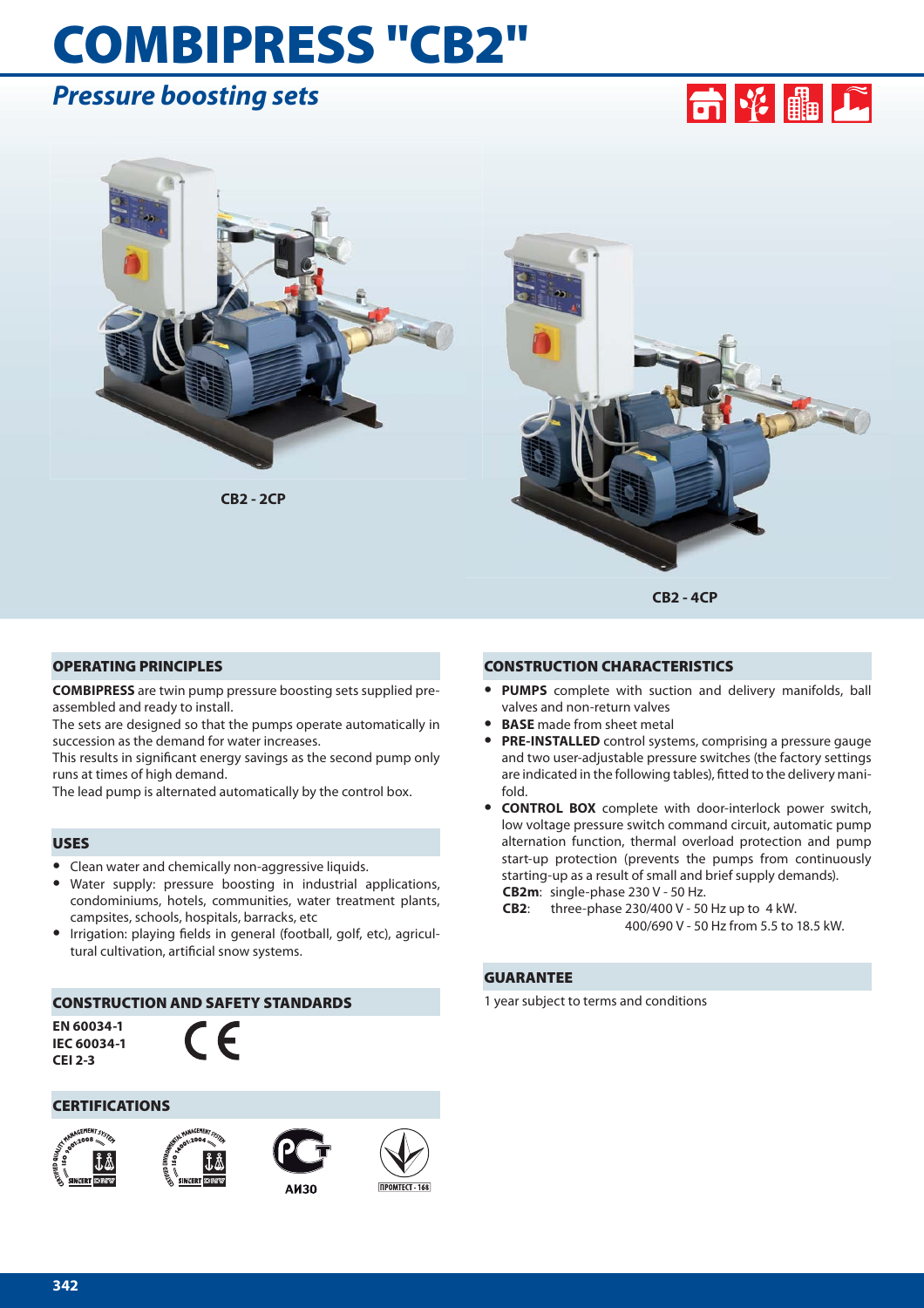# COMBIPRESS "CB2"

## *Pressure boosting sets*

CB2 - 2CP

CB2 - 4CP

### OPERATING PRINCIPLES

**COMBIPRESS** are twin pump pressure boosting sets supplied pre-assembled and ready to install.

The sets are designed so that the pumps operate automatically in succession as the demand for water increases.

This results in significant energy savings as the second pump only runs at times of high demand.

The lead pump is alternated automatically by the control box.

### USES

- Clean water and chemically non-aggressive liquids.
- Water supply: pressure boosting in industrial applications, condominiums, hotels, communities, water treatment plants, campsites, schools, hospitals, barracks, etc
- Irrigation: playing fields in general (football, golf, etc), agricultural cultivation, artificial snow systems.

### CONSTRUCTION AND SAFETY STANDARDS

**EN 60034-1**
**IEC 60034-1**
**CEI 2-3**

CE

### CERTIFICATIONS

АИ30

ПРОМТЕСТ - 166

### CONSTRUCTION CHARACTERISTICS

- **PUMPS** complete with suction and delivery manifolds, ball valves and non-return valves
- **BASE** made from sheet metal
- **PRE-INSTALLED** control systems, comprising a pressure gauge and two user-adjustable pressure switches (the factory settings are indicated in the following tables), fitted to the delivery manifold.
- **CONTROL BOX** complete with door-interlock power switch, low voltage pressure switch command circuit, automatic pump alternation function, thermal overload protection and pump start-up protection (prevents the pumps from continuously starting-up as a result of small and brief supply demands).
  **CB2m**: single-phase 230 V - 50 Hz.
  **CB2**: three-phase 230/400 V - 50 Hz up to 4 kW.
  400/690 V - 50 Hz from 5.5 to 18.5 kW.

### GUARANTEE

1 year subject to terms and conditions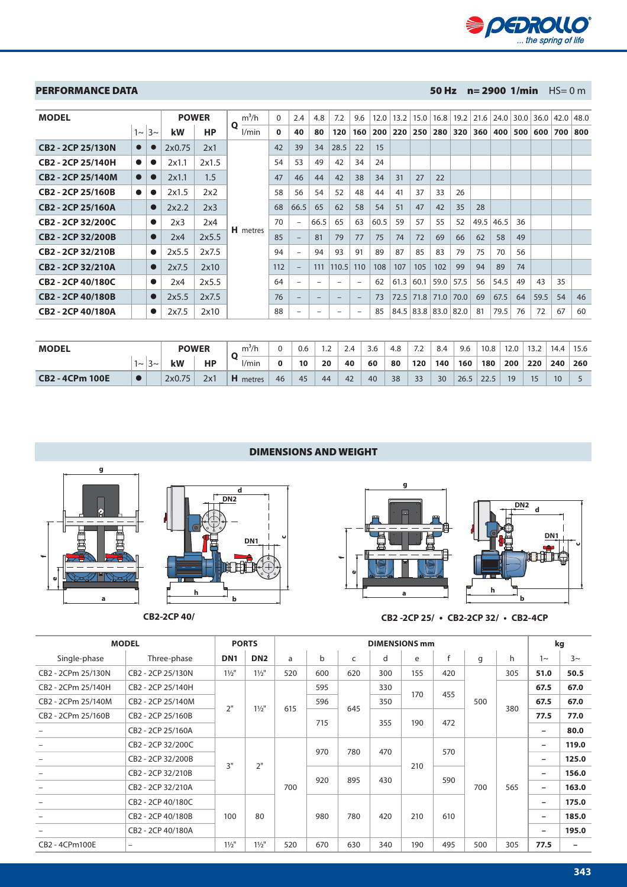## PERFORMANCE DATA

**50 Hz** **n= 2900 1/min** HS= 0 m

| MODEL | 1~ | 3~ | POWER kW | POWER HP | Q m³/h | 0 | 2.4 | 4.8 | 7.2 | 9.6 | 12.0 | 13.2 | 15.0 | 16.8 | 19.2 | 21.6 | 24.0 | 30.0 | 36.0 | 42.0 | 48.0 |
|---|---|---|---|---|---|---|---|---|---|---|---|---|---|---|---|---|---|---|---|---|---|
| | | | | | **Q l/min** | **0** | **40** | **80** | **120** | **160** | **200** | **220** | **250** | **280** | **320** | **360** | **400** | **500** | **600** | **700** | **800** |
| **CB2 - 2CP 25/130N** | ● | ● | 2x0.75 | 2x1 | **H** metres | 42 | 39 | 34 | 28.5 | 22 | 15 | | | | | | | | | | |
| **CB2 - 2CP 25/140H** | ● | ● | 2x1.1 | 2x1.5 | **H** metres | 54 | 53 | 49 | 42 | 34 | 24 | | | | | | | | | | |
| **CB2 - 2CP 25/140M** | ● | ● | 2x1.1 | 1.5 | **H** metres | 47 | 46 | 44 | 42 | 38 | 34 | 31 | 27 | 22 | | | | | | | |
| **CB2 - 2CP 25/160B** | ● | ● | 2x1.5 | 2x2 | **H** metres | 58 | 56 | 54 | 52 | 48 | 44 | 41 | 37 | 33 | 26 | | | | | | |
| **CB2 - 2CP 25/160A** | | ● | 2x2.2 | 2x3 | **H** metres | 68 | 66.5 | 65 | 62 | 58 | 54 | 51 | 47 | 42 | 35 | 28 | | | | | |
| **CB2 - 2CP 32/200C** | | ● | 2x3 | 2x4 | **H** metres | 70 | – | 66.5 | 65 | 63 | 60.5 | 59 | 57 | 55 | 52 | 49.5 | 46.5 | 36 | | | |
| **CB2 - 2CP 32/200B** | | ● | 2x4 | 2x5.5 | **H** metres | 85 | – | 81 | 79 | 77 | 75 | 74 | 72 | 69 | 66 | 62 | 58 | 49 | | | |
| **CB2 - 2CP 32/210B** | | ● | 2x5.5 | 2x7.5 | **H** metres | 94 | – | 94 | 93 | 91 | 89 | 87 | 85 | 83 | 79 | 75 | 70 | 56 | | | |
| **CB2 - 2CP 32/210A** | | ● | 2x7.5 | 2x10 | **H** metres | 112 | – | 111 | 110.5 | 110 | 108 | 107 | 105 | 102 | 99 | 94 | 89 | 74 | | | |
| **CB2 - 2CP 40/180C** | | ● | 2x4 | 2x5.5 | **H** metres | 64 | – | – | – | – | 62 | 61.3 | 60.1 | 59.0 | 57.5 | 56 | 54.5 | 49 | 43 | 35 | |
| **CB2 - 2CP 40/180B** | | ● | 2x5.5 | 2x7.5 | **H** metres | 76 | – | – | – | – | 73 | 72.5 | 71.8 | 71.0 | 70.0 | 69 | 67.5 | 64 | 59.5 | 54 | 46 |
| **CB2 - 2CP 40/180A** | | ● | 2x7.5 | 2x10 | **H** metres | 88 | – | – | – | – | 85 | 84.5 | 83.8 | 83.0 | 82.0 | 81 | 79.5 | 76 | 72 | 67 | 60 |

| MODEL | 1~ | 3~ | POWER kW | POWER HP | Q m³/h | 0 | 0.6 | 1.2 | 2.4 | 3.6 | 4.8 | 7.2 | 8.4 | 9.6 | 10.8 | 12.0 | 13.2 | 14.4 | 15.6 |
|---|---|---|---|---|---|---|---|---|---|---|---|---|---|---|---|---|---|---|---|
| | | | | | **Q l/min** | **0** | **10** | **20** | **40** | **60** | **80** | **120** | **140** | **160** | **180** | **200** | **220** | **240** | **260** |
| **CB2 - 4CPm 100E** | ● | | 2x0.75 | 2x1 | **H** metres | 46 | 45 | 44 | 42 | 40 | 38 | 33 | 30 | 26.5 | 22.5 | 19 | 15 | 10 | 5 |

## DIMENSIONS AND WEIGHT

CB2-2CP 40/

CB2 -2CP 25/ • CB2-2CP 32/ • CB2-4CP

| MODEL Single-phase | MODEL Three-phase | PORTS DN1 | PORTS DN2 | a | b | c | d | e | f | g | h | kg 1~ | kg 3~ |
|---|---|---|---|---|---|---|---|---|---|---|---|---|---|
| CB2 - 2CPm 25/130N | CB2 - 2CP 25/130N | 1½" | 1½" | 520 | 600 | 620 | 300 | 155 | 420 | 500 | 305 | **51.0** | **50.5** |
| CB2 - 2CPm 25/140H | CB2 - 2CP 25/140H | 2" | 1½" | 615 | 595 | 645 | 330 | 170 | 455 | 500 | 380 | **67.5** | **67.0** |
| CB2 - 2CPm 25/140M | CB2 - 2CP 25/140M | 2" | 1½" | 615 | 596 | 645 | 350 | 170 | 455 | 500 | 380 | **67.5** | **67.0** |
| CB2 - 2CPm 25/160B | CB2 - 2CP 25/160B | 2" | 1½" | 615 | 715 | 645 | 355 | 190 | 472 | 500 | 380 | **77.5** | **77.0** |
| – | CB2 - 2CP 25/160A | 2" | 1½" | 615 | 715 | 645 | 355 | 190 | 472 | 500 | 380 | **–** | **80.0** |
| – | CB2 - 2CP 32/200C | 3" | 2" | 700 | 970 | 780 | 470 | 210 | 570 | 700 | 565 | **–** | **119.0** |
| – | CB2 - 2CP 32/200B | 3" | 2" | 700 | 970 | 780 | 470 | 210 | 570 | 700 | 565 | **–** | **125.0** |
| – | CB2 - 2CP 32/210B | 3" | 2" | 700 | 920 | 895 | 430 | 210 | 590 | 700 | 565 | **–** | **156.0** |
| – | CB2 - 2CP 32/210A | 3" | 2" | 700 | 920 | 895 | 430 | 210 | 590 | 700 | 565 | **–** | **163.0** |
| – | CB2 - 2CP 40/180C | 100 | 80 | 700 | 980 | 780 | 420 | 210 | 610 | 700 | 565 | **–** | **175.0** |
| – | CB2 - 2CP 40/180B | 100 | 80 | 700 | 980 | 780 | 420 | 210 | 610 | 700 | 565 | **–** | **185.0** |
| – | CB2 - 2CP 40/180A | 100 | 80 | 700 | 980 | 780 | 420 | 210 | 610 | 700 | 565 | **–** | **195.0** |
| CB2 - 4CPm100E | – | 1½" | 1½" | 520 | 670 | 630 | 340 | 190 | 495 | 500 | 305 | **77.5** | **–** |